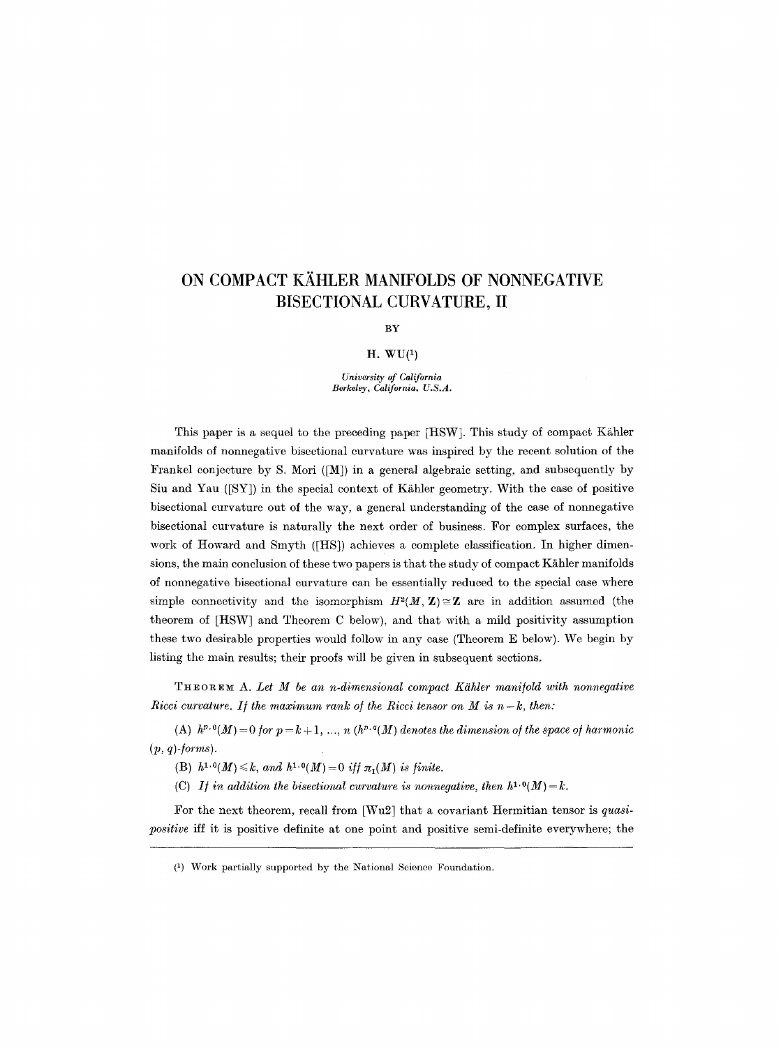# ON COMPACT KÄHLER MANIFOLDS OF NONNEGATIVE BISECTIONAL CURVATURE, II

BY

H. WU[1]

*University of California*
*Berkeley, California, U.S.A.*

This paper is a sequel to the preceding paper [HSW]. This study of compact Kähler manifolds of nonnegative bisectional curvature was inspired by the recent solution of the Frankel conjecture by S. Mori ([M]) in a general algebraic setting, and subsequently by Siu and Yau ([SY]) in the special context of Kähler geometry. With the case of positive bisectional curvature out of the way, a general understanding of the case of nonnegative bisectional curvature is naturally the next order of business. For complex surfaces, the work of Howard and Smyth ([HS]) achieves a complete classification. In higher dimensions, the main conclusion of these two papers is that the study of compact Kähler manifolds of nonnegative bisectional curvature can be essentially reduced to the special case where simple connectivity and the isomorphism $H^2(M, \mathbf{Z}) \simeq \mathbf{Z}$ are in addition assumed (the theorem of [HSW] and Theorem C below), and that with a mild positivity assumption these two desirable properties would follow in any case (Theorem E below). We begin by listing the main results; their proofs will be given in subsequent sections.

THEOREM A. *Let $M$ be an $n$-dimensional compact Kähler manifold with nonnegative Ricci curvature. If the maximum rank of the Ricci tensor on $M$ is $n-k$, then:*

(A) $h^{p,0}(M)=0$ *for $p=k+1, \ldots, n$ ($h^{p,q}(M)$ denotes the dimension of the space of harmonic $(p, q)$-forms).*

(B) $h^{1,0}(M) \leqslant k$, *and $h^{1,0}(M)=0$ iff $\pi_1(M)$ is finite.*

(C) *If in addition the bisectional curvature is nonnegative, then $h^{1,0}(M)=k$.*

For the next theorem, recall from [Wu2] that a covariant Hermitian tensor is *quasi-positive* iff it is positive definite at one point and positive semi-definite everywhere; the

---

[1] Work partially supported by the National Science Foundation.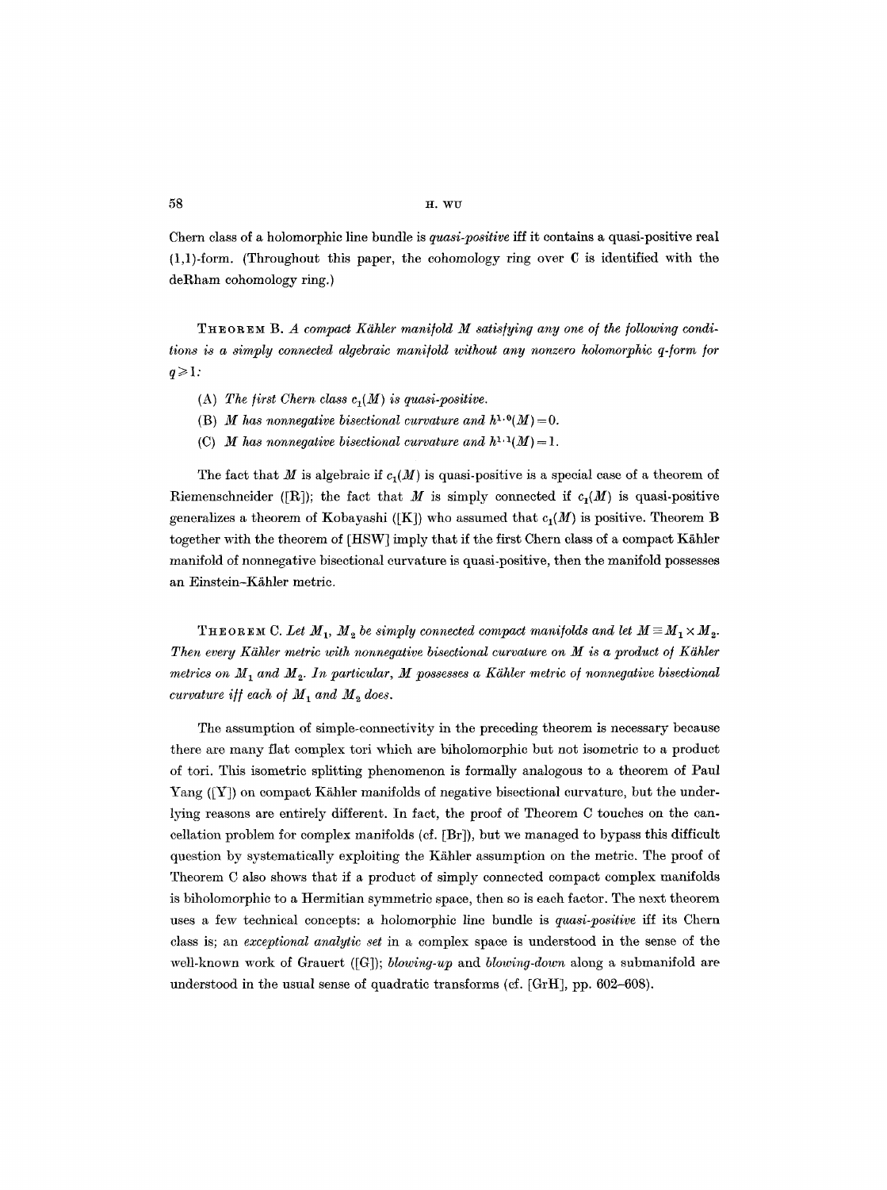Chern class of a holomorphic line bundle is *quasi-positive* iff it contains a quasi-positive real (1,1)-form. (Throughout this paper, the cohomology ring over $\mathbf{C}$ is identified with the deRham cohomology ring.)

THEOREM B. *A compact Kähler manifold $M$ satisfying any one of the following conditions is a simply connected algebraic manifold without any nonzero holomorphic $q$-form for $q \geqslant 1$:*

(A) *The first Chern class $c_1(M)$ is quasi-positive.*

(B) *$M$ has nonnegative bisectional curvature and $h^{1,0}(M) = 0$.*

(C) *$M$ has nonnegative bisectional curvature and $h^{1,1}(M) = 1$.*

The fact that $M$ is algebraic if $c_1(M)$ is quasi-positive is a special case of a theorem of Riemenschneider ([R]); the fact that $M$ is simply connected if $c_1(M)$ is quasi-positive generalizes a theorem of Kobayashi ([K]) who assumed that $c_1(M)$ is positive. Theorem B together with the theorem of [HSW] imply that if the first Chern class of a compact Kähler manifold of nonnegative bisectional curvature is quasi-positive, then the manifold possesses an Einstein–Kähler metric.

THEOREM C. *Let $M_1$, $M_2$ be simply connected compact manifolds and let $M \equiv M_1 \times M_2$. Then every Kähler metric with nonnegative bisectional curvature on $M$ is a product of Kähler metrics on $M_1$ and $M_2$. In particular, $M$ possesses a Kähler metric of nonnegative bisectional curvature iff each of $M_1$ and $M_2$ does.*

The assumption of simple-connectivity in the preceding theorem is necessary because there are many flat complex tori which are biholomorphic but not isometric to a product of tori. This isometric splitting phenomenon is formally analogous to a theorem of Paul Yang ([Y]) on compact Kähler manifolds of negative bisectional curvature, but the underlying reasons are entirely different. In fact, the proof of Theorem C touches on the cancellation problem for complex manifolds (cf. [Br]), but we managed to bypass this difficult question by systematically exploiting the Kähler assumption on the metric. The proof of Theorem C also shows that if a product of simply connected compact complex manifolds is biholomorphic to a Hermitian symmetric space, then so is each factor. The next theorem uses a few technical concepts: a holomorphic line bundle is *quasi-positive* iff its Chern class is; an *exceptional analytic set* in a complex space is understood in the sense of the well-known work of Grauert ([G]); *blowing-up* and *blowing-down* along a submanifold are understood in the usual sense of quadratic transforms (cf. [GrH], pp. 602–608).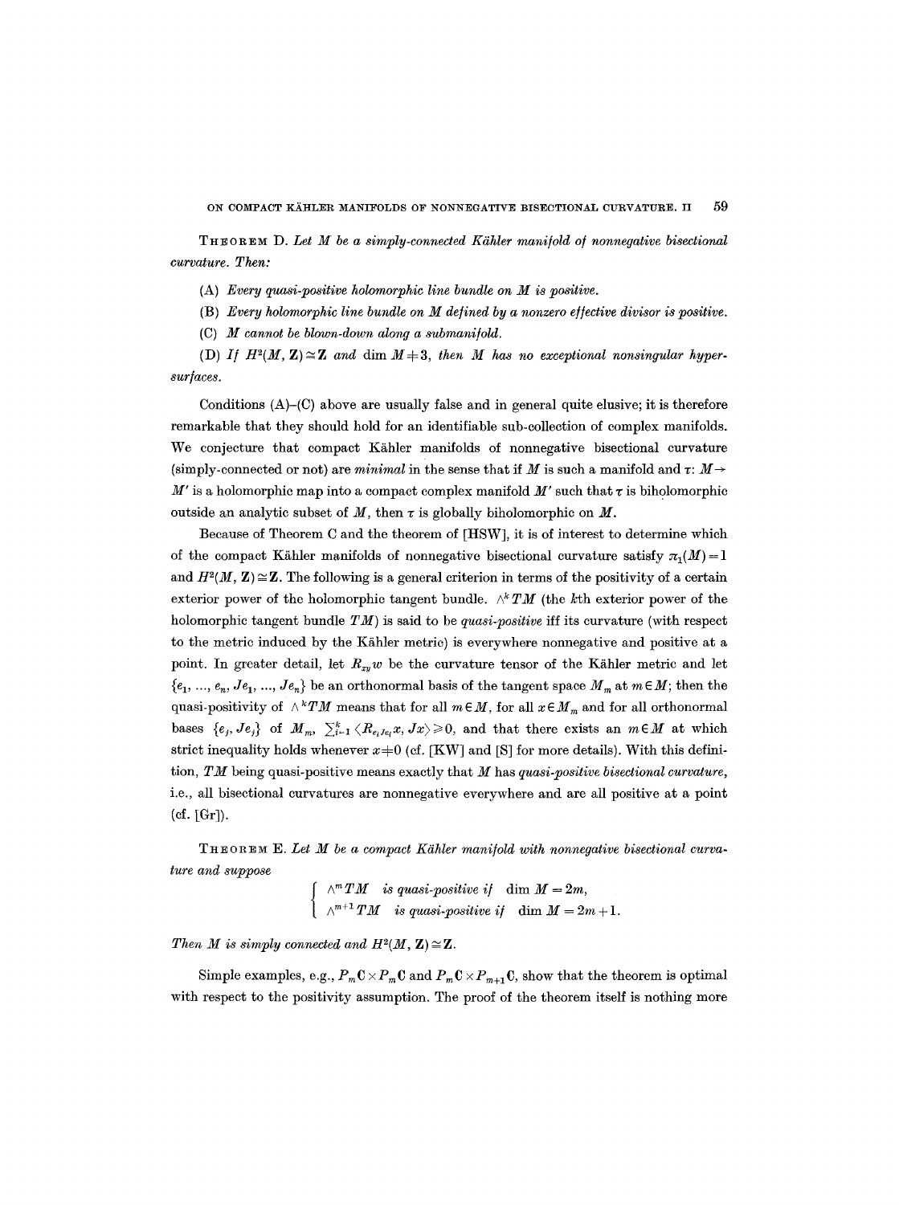**Theorem D.** *Let $M$ be a simply-connected Kähler manifold of nonnegative bisectional curvature. Then:*

(A) *Every quasi-positive holomorphic line bundle on $M$ is positive.*

(B) *Every holomorphic line bundle on $M$ defined by a nonzero effective divisor is positive.*

(C) *$M$ cannot be blown-down along a submanifold.*

(D) *If $H^2(M, \mathbf{Z}) \simeq \mathbf{Z}$ and $\dim M \neq 3$, then $M$ has no exceptional nonsingular hypersurfaces.*

Conditions (A)–(C) above are usually false and in general quite elusive; it is therefore remarkable that they should hold for an identifiable sub-collection of complex manifolds. We conjecture that compact Kähler manifolds of nonnegative bisectional curvature (simply-connected or not) are *minimal* in the sense that if $M$ is such a manifold and $\tau$: $M \to M'$ is a holomorphic map into a compact complex manifold $M'$ such that $\tau$ is biholomorphic outside an analytic subset of $M$, then $\tau$ is globally biholomorphic on $M$.

Because of Theorem C and the theorem of [HSW], it is of interest to determine which of the compact Kähler manifolds of nonnegative bisectional curvature satisfy $\pi_1(M) = 1$ and $H^2(M, \mathbf{Z}) \cong \mathbf{Z}$. The following is a general criterion in terms of the positivity of a certain exterior power of the holomorphic tangent bundle. $\wedge^k TM$ (the $k$th exterior power of the holomorphic tangent bundle $TM$) is said to be *quasi-positive* iff its curvature (with respect to the metric induced by the Kähler metric) is everywhere nonnegative and positive at a point. In greater detail, let $R_{xy}w$ be the curvature tensor of the Kähler metric and let $\{e_1, ..., e_n, Je_1, ..., Je_n\}$ be an orthonormal basis of the tangent space $M_m$ at $m \in M$; then the quasi-positivity of $\wedge^k TM$ means that for all $m \in M$, for all $x \in M_m$ and for all orthonormal bases $\{e_j, Je_j\}$ of $M_m$, $\sum_{i=1}^{k} \langle R_{e_i Je_i} x, Jx \rangle \geq 0$, and that there exists an $m \in M$ at which strict inequality holds whenever $x \neq 0$ (cf. [KW] and [S] for more details). With this definition, $TM$ being quasi-positive means exactly that $M$ has *quasi-positive bisectional curvature*, i.e., all bisectional curvatures are nonnegative everywhere and are all positive at a point (cf. [Gr]).

**Theorem E.** *Let $M$ be a compact Kähler manifold with nonnegative bisectional curvature and suppose*

$$\begin{cases} \wedge^m TM & \text{is quasi-positive if} \quad \dim M = 2m, \\ \wedge^{m+1} TM & \text{is quasi-positive if} \quad \dim M = 2m+1. \end{cases}$$

*Then $M$ is simply connected and $H^2(M, \mathbf{Z}) \cong \mathbf{Z}$.*

Simple examples, e.g., $P_m\mathbf{C} \times P_m\mathbf{C}$ and $P_m\mathbf{C} \times P_{m+1}\mathbf{C}$, show that the theorem is optimal with respect to the positivity assumption. The proof of the theorem itself is nothing more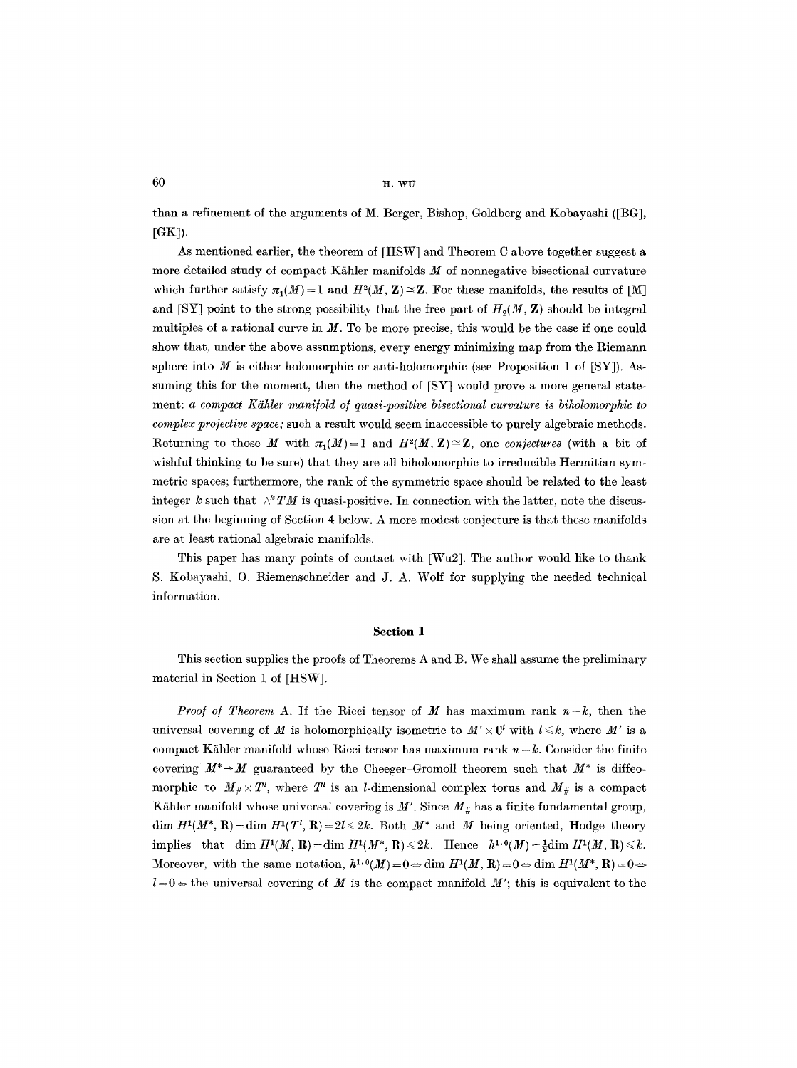than a refinement of the arguments of M. Berger, Bishop, Goldberg and Kobayashi ([BG], [GK]).

As mentioned earlier, the theorem of [HSW] and Theorem C above together suggest a more detailed study of compact Kähler manifolds $M$ of nonnegative bisectional curvature which further satisfy $\pi_1(M)=1$ and $H^2(M, \mathbf{Z}) \cong \mathbf{Z}$. For these manifolds, the results of [M] and [SY] point to the strong possibility that the free part of $H_2(M, \mathbf{Z})$ should be integral multiples of a rational curve in $M$. To be more precise, this would be the case if one could show that, under the above assumptions, every energy minimizing map from the Riemann sphere into $M$ is either holomorphic or anti-holomorphic (see Proposition 1 of [SY]). Assuming this for the moment, then the method of [SY] would prove a more general statement: *a compact Kähler manifold of quasi-positive bisectional curvature is biholomorphic to complex projective space;* such a result would seem inaccessible to purely algebraic methods. Returning to those $M$ with $\pi_1(M)=1$ and $H^2(M, \mathbf{Z}) \cong \mathbf{Z}$, one *conjectures* (with a bit of wishful thinking to be sure) that they are all biholomorphic to irreducible Hermitian symmetric spaces; furthermore, the rank of the symmetric space should be related to the least integer $k$ such that $\wedge^k TM$ is quasi-positive. In connection with the latter, note the discussion at the beginning of Section 4 below. A more modest conjecture is that these manifolds are at least rational algebraic manifolds.

This paper has many points of contact with [Wu2]. The author would like to thank S. Kobayashi, O. Riemenschneider and J. A. Wolf for supplying the needed technical information.

## Section 1

This section supplies the proofs of Theorems A and B. We shall assume the preliminary material in Section 1 of [HSW].

*Proof of Theorem* A. If the Ricci tensor of $M$ has maximum rank $n-k$, then the universal covering of $M$ is holomorphically isometric to $M' \times \mathbf{C}^l$ with $l \leqslant k$, where $M'$ is a compact Kähler manifold whose Ricci tensor has maximum rank $n-k$. Consider the finite covering $M^* \to M$ guaranteed by the Cheeger–Gromoll theorem such that $M^*$ is diffeomorphic to $M_\# \times T^l$, where $T^l$ is an $l$-dimensional complex torus and $M_\#$ is a compact Kähler manifold whose universal covering is $M'$. Since $M_\#$ has a finite fundamental group, $\dim H^1(M^*, \mathbf{R}) = \dim H^1(T^l, \mathbf{R}) = 2l \leqslant 2k$. Both $M^*$ and $M$ being oriented, Hodge theory implies that $\dim H^1(M, \mathbf{R}) = \dim H^1(M^*, \mathbf{R}) \leqslant 2k$. Hence $h^{1,0}(M) = \frac{1}{2}\dim H^1(M, \mathbf{R}) \leqslant k$. Moreover, with the same notation, $h^{1,0}(M)=0 \Leftrightarrow \dim H^1(M, \mathbf{R})=0 \Leftrightarrow \dim H^1(M^*, \mathbf{R})=0 \Leftrightarrow l=0 \Leftrightarrow$ the universal covering of $M$ is the compact manifold $M'$; this is equivalent to the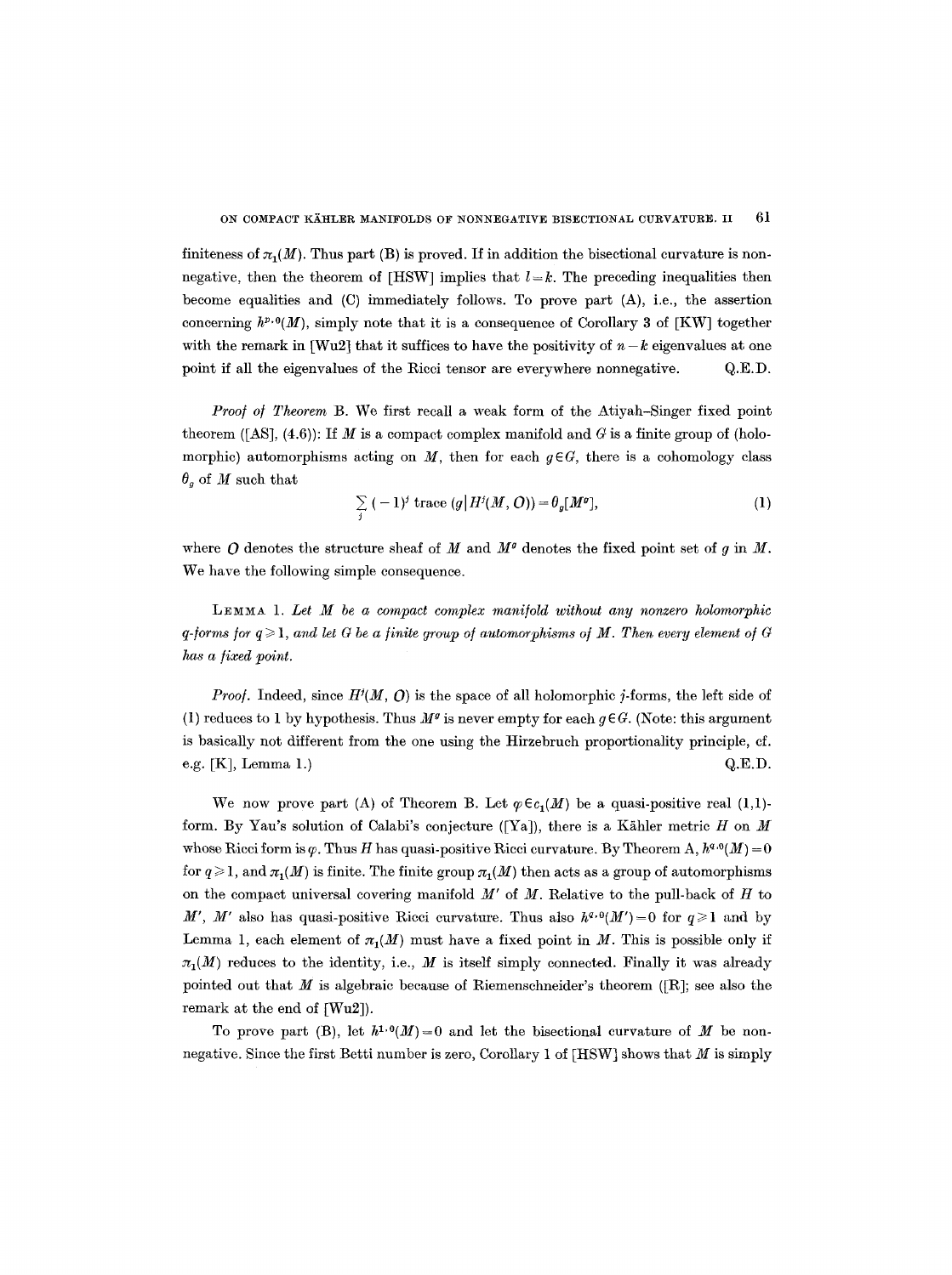finiteness of $\pi_1(M)$. Thus part (B) is proved. If in addition the bisectional curvature is nonnegative, then the theorem of [HSW] implies that $l=k$. The preceding inequalities then become equalities and (C) immediately follows. To prove part (A), i.e., the assertion concerning $h^{p,0}(M)$, simply note that it is a consequence of Corollary 3 of [KW] together with the remark in [Wu2] that it suffices to have the positivity of $n-k$ eigenvalues at one point if all the eigenvalues of the Ricci tensor are everywhere nonnegative. Q.E.D.

*Proof of Theorem* B. We first recall a weak form of the Atiyah–Singer fixed point theorem ([AS], (4.6)): If $M$ is a compact complex manifold and $G$ is a finite group of (holomorphic) automorphisms acting on $M$, then for each $g \in G$, there is a cohomology class $\theta_g$ of $M$ such that

$$\sum_j (-1)^j \operatorname{trace}(g \mid H^j(M, O)) = \theta_g[M^g], \tag{1}$$

where $O$ denotes the structure sheaf of $M$ and $M^g$ denotes the fixed point set of $g$ in $M$. We have the following simple consequence.

LEMMA 1. *Let $M$ be a compact complex manifold without any nonzero holomorphic $q$-forms for $q \geqslant 1$, and let $G$ be a finite group of automorphisms of $M$. Then every element of $G$ has a fixed point.*

*Proof.* Indeed, since $H^j(M, O)$ is the space of all holomorphic $j$-forms, the left side of (1) reduces to 1 by hypothesis. Thus $M^g$ is never empty for each $g \in G$. (Note: this argument is basically not different from the one using the Hirzebruch proportionality principle, cf. e.g. [K], Lemma 1.) Q.E.D.

We now prove part (A) of Theorem B. Let $\varphi \in c_1(M)$ be a quasi-positive real (1,1)-form. By Yau's solution of Calabi's conjecture ([Ya]), there is a Kähler metric $H$ on $M$ whose Ricci form is $\varphi$. Thus $H$ has quasi-positive Ricci curvature. By Theorem A, $h^{q,0}(M)=0$ for $q \geqslant 1$, and $\pi_1(M)$ is finite. The finite group $\pi_1(M)$ then acts as a group of automorphisms on the compact universal covering manifold $M'$ of $M$. Relative to the pull-back of $H$ to $M'$, $M'$ also has quasi-positive Ricci curvature. Thus also $h^{q,0}(M')=0$ for $q \geqslant 1$ and by Lemma 1, each element of $\pi_1(M)$ must have a fixed point in $M$. This is possible only if $\pi_1(M)$ reduces to the identity, i.e., $M$ is itself simply connected. Finally it was already pointed out that $M$ is algebraic because of Riemenschneider's theorem ([R]; see also the remark at the end of [Wu2]).

To prove part (B), let $h^{1,0}(M)=0$ and let the bisectional curvature of $M$ be nonnegative. Since the first Betti number is zero, Corollary 1 of [HSW] shows that $M$ is simply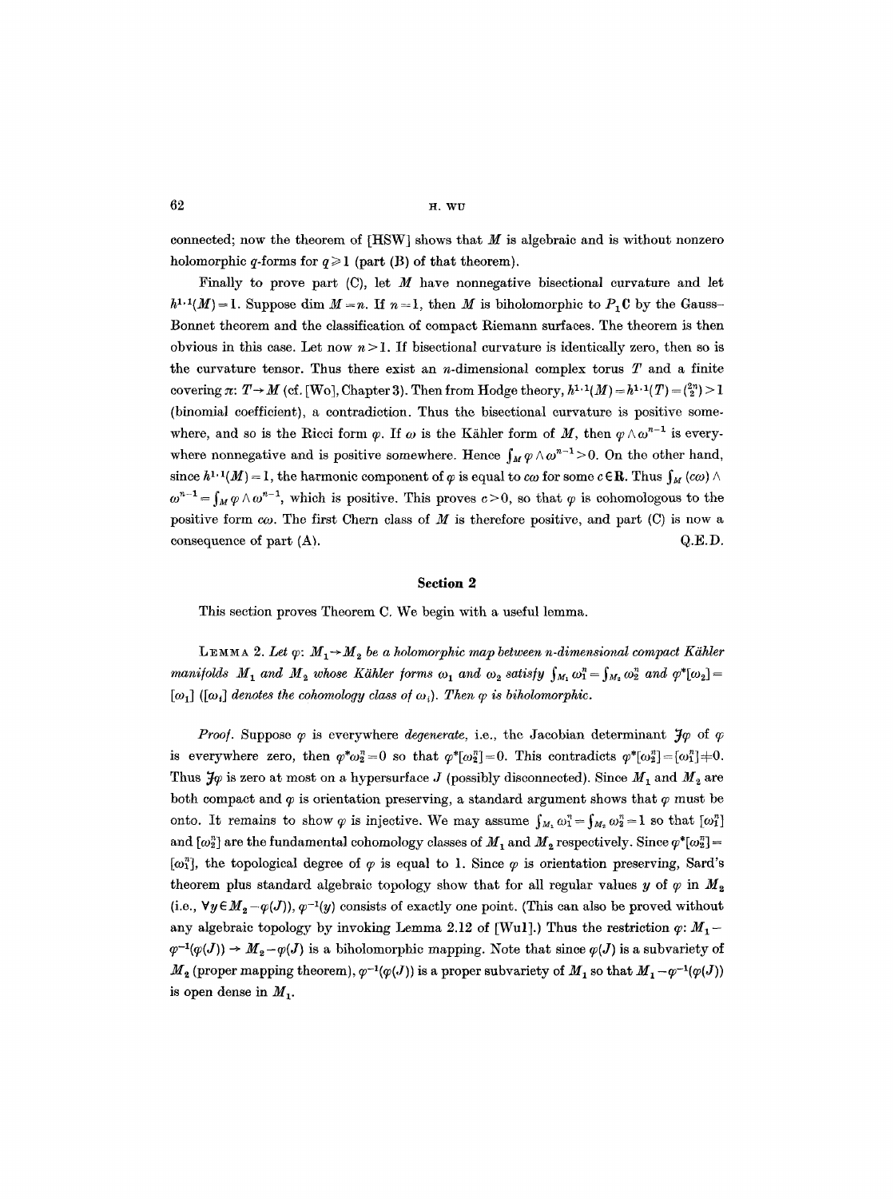connected; now the theorem of [HSW] shows that $M$ is algebraic and is without nonzero holomorphic $q$-forms for $q \geq 1$ (part (B) of that theorem).

Finally to prove part (C), let $M$ have nonnegative bisectional curvature and let $h^{1,1}(M)=1$. Suppose $\dim M = n$. If $n=1$, then $M$ is biholomorphic to $P_1\mathbf{C}$ by the Gauss–Bonnet theorem and the classification of compact Riemann surfaces. The theorem is then obvious in this case. Let now $n>1$. If bisectional curvature is identically zero, then so is the curvature tensor. Thus there exist an $n$-dimensional complex torus $T$ and a finite covering $\pi: T \to M$ (cf. [Wo], Chapter 3). Then from Hodge theory, $h^{1,1}(M)=h^{1,1}(T)=\binom{2n}{2}>1$ (binomial coefficient), a contradiction. Thus the bisectional curvature is positive somewhere, and so is the Ricci form $\varphi$. If $\omega$ is the Kähler form of $M$, then $\varphi \wedge \omega^{n-1}$ is everywhere nonnegative and is positive somewhere. Hence $\int_M \varphi \wedge \omega^{n-1} > 0$. On the other hand, since $h^{1,1}(M)=1$, the harmonic component of $\varphi$ is equal to $c\omega$ for some $c \in \mathbf{R}$. Thus $\int_M (c\omega)\wedge \omega^{n-1} = \int_M \varphi \wedge \omega^{n-1}$, which is positive. This proves $c>0$, so that $\varphi$ is cohomologous to the positive form $c\omega$. The first Chern class of $M$ is therefore positive, and part (C) is now a consequence of part (A). Q.E.D.

## Section 2

This section proves Theorem C. We begin with a useful lemma.

LEMMA 2. *Let $\varphi: M_1 \to M_2$ be a holomorphic map between $n$-dimensional compact Kähler manifolds $M_1$ and $M_2$ whose Kähler forms $\omega_1$ and $\omega_2$ satisfy $\int_{M_1} \omega_1^n = \int_{M_2} \omega_2^n$ and $\varphi^*[\omega_2]=[\omega_1]$ ($[\omega_i]$ denotes the cohomology class of $\omega_i$). Then $\varphi$ is biholomorphic.*

*Proof.* Suppose $\varphi$ is everywhere *degenerate*, i.e., the Jacobian determinant $\mathcal{J}\varphi$ of $\varphi$ is everywhere zero, then $\varphi^*\omega_2^n = 0$ so that $\varphi^*[\omega_2^n]=0$. This contradicts $\varphi^*[\omega_2^n]=[\omega_1^n] \neq 0$. Thus $\mathcal{J}\varphi$ is zero at most on a hypersurface $J$ (possibly disconnected). Since $M_1$ and $M_2$ are both compact and $\varphi$ is orientation preserving, a standard argument shows that $\varphi$ must be onto. It remains to show $\varphi$ is injective. We may assume $\int_{M_1}\omega_1^n = \int_{M_2}\omega_2^n = 1$ so that $[\omega_1^n]$ and $[\omega_2^n]$ are the fundamental cohomology classes of $M_1$ and $M_2$ respectively. Since $\varphi^*[\omega_2^n] = [\omega_1^n]$, the topological degree of $\varphi$ is equal to 1. Since $\varphi$ is orientation preserving, Sard's theorem plus standard algebraic topology show that for all regular values $y$ of $\varphi$ in $M_2$ (i.e., $\forall y \in M_2 - \varphi(J)$), $\varphi^{-1}(y)$ consists of exactly one point. (This can also be proved without any algebraic topology by invoking Lemma 2.12 of [Wu1].) Thus the restriction $\varphi: M_1 - \varphi^{-1}(\varphi(J)) \to M_2 - \varphi(J)$ is a biholomorphic mapping. Note that since $\varphi(J)$ is a subvariety of $M_2$ (proper mapping theorem), $\varphi^{-1}(\varphi(J))$ is a proper subvariety of $M_1$ so that $M_1 - \varphi^{-1}(\varphi(J))$ is open dense in $M_1$.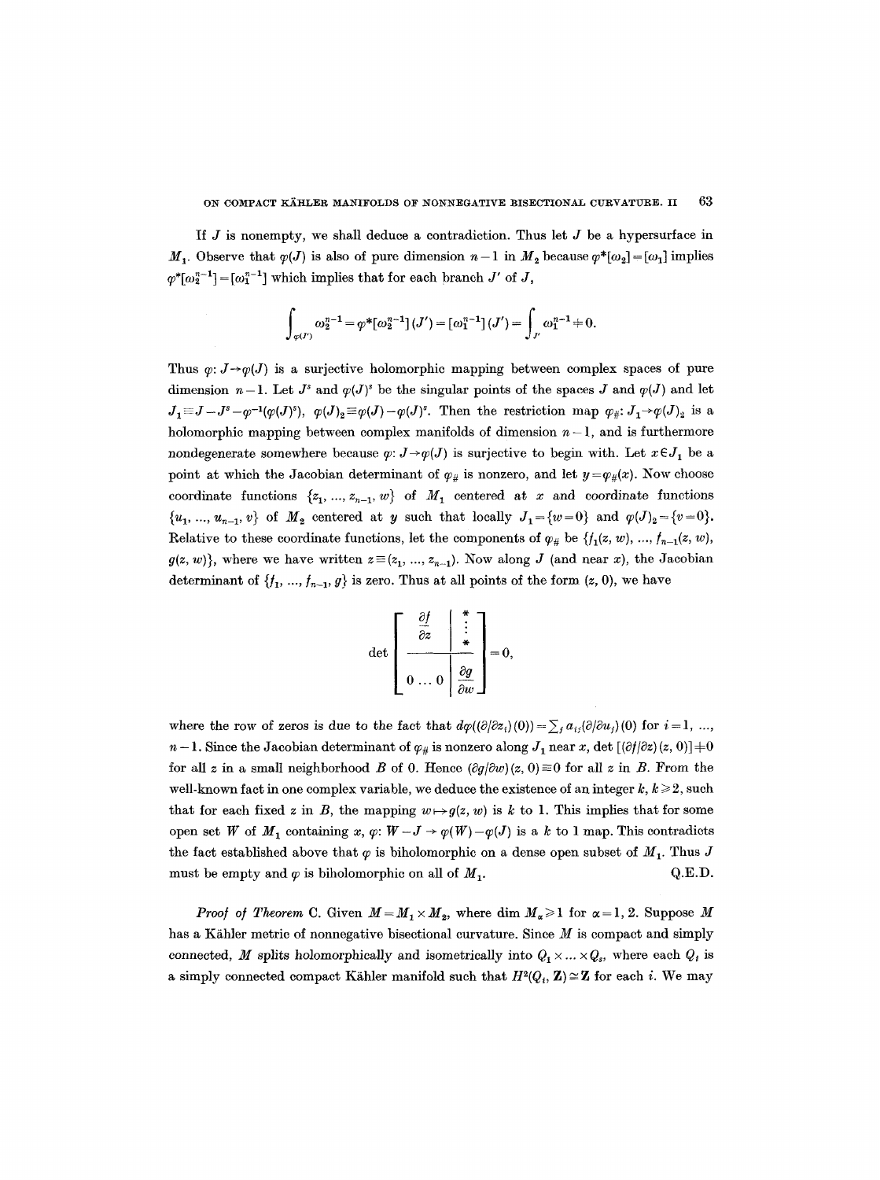If $J$ is nonempty, we shall deduce a contradiction. Thus let $J$ be a hypersurface in $M_1$. Observe that $\varphi(J)$ is also of pure dimension $n-1$ in $M_2$ because $\varphi^*[\omega_2]=[\omega_1]$ implies $\varphi^*[\omega_2^{n-1}]=[\omega_1^{n-1}]$ which implies that for each branch $J'$ of $J$,

$$\int_{\varphi(J')}\omega_2^{n-1}=\varphi^*[\omega_2^{n-1}](J')=[\omega_1^{n-1}](J')=\int_{J'}\omega_1^{n-1}\neq 0.$$

Thus $\varphi: J\to\varphi(J)$ is a surjective holomorphic mapping between complex spaces of pure dimension $n-1$. Let $J^s$ and $\varphi(J)^s$ be the singular points of the spaces $J$ and $\varphi(J)$ and let $J_1\equiv J-J^s-\varphi^{-1}(\varphi(J)^s)$, $\varphi(J)_2\equiv\varphi(J)-\varphi(J)^s$. Then the restriction map $\varphi_\#: J_1\to\varphi(J)_2$ is a holomorphic mapping between complex manifolds of dimension $n-1$, and is furthermore nondegenerate somewhere because $\varphi: J\to\varphi(J)$ is surjective to begin with. Let $x\in J_1$ be a point at which the Jacobian determinant of $\varphi_\#$ is nonzero, and let $y=\varphi_\#(x)$. Now choose coordinate functions $\{z_1, ..., z_{n-1}, w\}$ of $M_1$ centered at $x$ and coordinate functions $\{u_1, ..., u_{n-1}, v\}$ of $M_2$ centered at $y$ such that locally $J_1=\{w=0\}$ and $\varphi(J)_2=\{v=0\}$. Relative to these coordinate functions, let the components of $\varphi_\#$ be $\{f_1(z,w), ..., f_{n-1}(z,w), g(z,w)\}$, where we have written $z\equiv(z_1, ..., z_{n-1})$. Now along $J$ (and near $x$), the Jacobian determinant of $\{f_1, ..., f_{n-1}, g\}$ is zero. Thus at all points of the form $(z,0)$, we have

$$\det\left[\begin{array}{c|c} \dfrac{\partial f}{\partial z} & \begin{matrix} * \\ \vdots \\ * \end{matrix} \\ \hline 0\dots 0 & \dfrac{\partial g}{\partial w}\end{array}\right]=0,$$

where the row of zeros is due to the fact that $d\varphi((\partial/\partial z_i)(0))=\sum_j a_{ij}(\partial/\partial u_j)(0)$ for $i=1, ..., n-1$. Since the Jacobian determinant of $\varphi_\#$ is nonzero along $J_1$ near $x$, $\det[(\partial f/\partial z)(z,0)]\neq 0$ for all $z$ in a small neighborhood $B$ of $0$. Hence $(\partial g/\partial w)(z,0)\equiv 0$ for all $z$ in $B$. From the well-known fact in one complex variable, we deduce the existence of an integer $k$, $k\geq 2$, such that for each fixed $z$ in $B$, the mapping $w\mapsto g(z,w)$ is $k$ to 1. This implies that for some open set $W$ of $M_1$ containing $x$, $\varphi: W-J\to\varphi(W)-\varphi(J)$ is a $k$ to 1 map. This contradicts the fact established above that $\varphi$ is biholomorphic on a dense open subset of $M_1$. Thus $J$ must be empty and $\varphi$ is biholomorphic on all of $M_1$. Q.E.D.

*Proof of Theorem* C. Given $M=M_1\times M_2$, where $\dim M_\alpha\geq 1$ for $\alpha=1,2$. Suppose $M$ has a Kähler metric of nonnegative bisectional curvature. Since $M$ is compact and simply connected, $M$ splits holomorphically and isometrically into $Q_1\times\ldots\times Q_s$, where each $Q_i$ is a simply connected compact Kähler manifold such that $H^2(Q_i,\mathbf{Z})\simeq\mathbf{Z}$ for each $i$. We may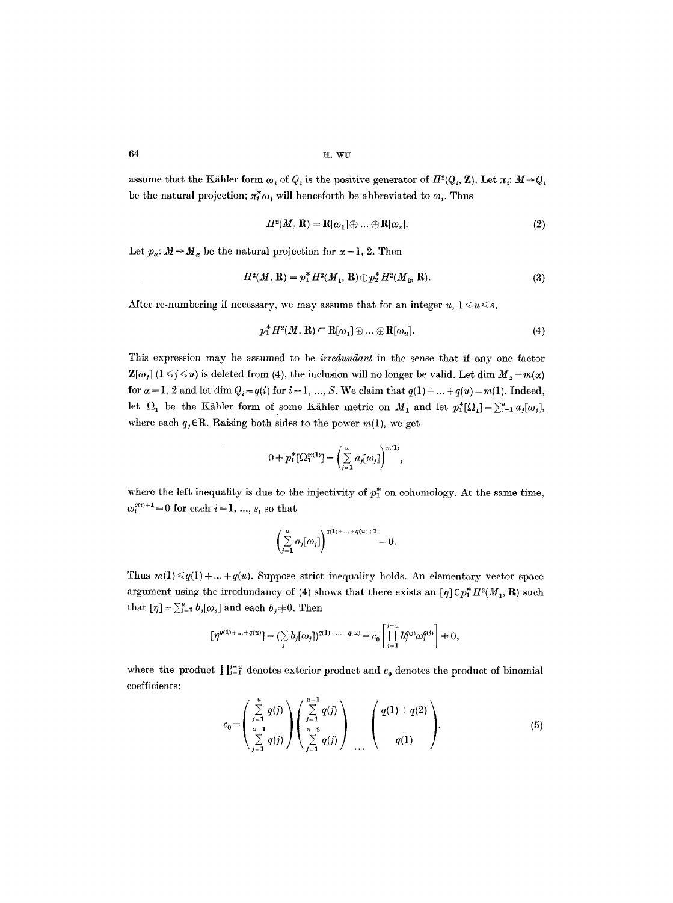assume that the Kähler form $\omega_i$ of $Q_i$ is the positive generator of $H^2(Q_i, \mathbf{Z})$. Let $\pi_i: M \to Q_i$ be the natural projection; $\pi_i^* \omega_i$ will henceforth be abbreviated to $\omega_i$. Thus

$$H^2(M, \mathbf{R}) = \mathbf{R}[\omega_1] \oplus \ldots \oplus \mathbf{R}[\omega_s]. \tag{2}$$

Let $p_\alpha: M \to M_\alpha$ be the natural projection for $\alpha = 1, 2$. Then

$$H^2(M, \mathbf{R}) = p_1^* H^2(M_1, \mathbf{R}) \oplus p_2^* H^2(M_2, \mathbf{R}). \tag{3}$$

After re-numbering if necessary, we may assume that for an integer $u$, $1 \leqslant u \leqslant s$,

$$p_1^* H^2(M, \mathbf{R}) \subset \mathbf{R}[\omega_1] \oplus \ldots \oplus \mathbf{R}[\omega_u]. \tag{4}$$

This expression may be assumed to be *irredundant* in the sense that if any one factor $\mathbf{Z}[\omega_j]$ $(1 \leqslant j \leqslant u)$ is deleted from (4), the inclusion will no longer be valid. Let $\dim M_\alpha = m(\alpha)$ for $\alpha = 1, 2$ and let $\dim Q_i = q(i)$ for $i = 1, \ldots, S$. We claim that $q(1) + \ldots + q(u) = m(1)$. Indeed, let $\Omega_1$ be the Kähler form of some Kähler metric on $M_1$ and let $p_1^*[\Omega_1] = \sum_{j=1}^u a_j[\omega_j]$, where each $q_j \in \mathbf{R}$. Raising both sides to the power $m(1)$, we get

$$0 \neq p_1^*[\Omega_1^{m(1)}] = \left( \sum_{j=1}^u a_j[\omega_j] \right)^{m(1)},$$

where the left inequality is due to the injectivity of $p_1^*$ on cohomology. At the same time, $\omega_i^{q(i)+1} = 0$ for each $i = 1, \ldots, s$, so that

$$\left( \sum_{j=1}^u a_j[\omega_j] \right)^{q(1)+\ldots+q(u)+1} = 0.$$

Thus $m(1) \leqslant q(1) + \ldots + q(u)$. Suppose strict inequality holds. An elementary vector space argument using the irredundancy of (4) shows that there exists an $[\eta] \in p_1^* H^2(M_1, \mathbf{R})$ such that $[\eta] = \sum_{j=1}^u b_j[\omega_j]$ and each $b_j \neq 0$. Then

$$[\eta^{q(1)+\ldots+q(u)}] = (\sum_j b_j[\omega_j])^{q(1)+\ldots+q(u)} = c_0 \left[ \prod_{j=1}^{j=u} b_j^{q(j)} \omega_j^{q(j)} \right] \neq 0,$$

where the product $\prod_{j=1}^{j=u}$ denotes exterior product and $c_0$ denotes the product of binomial coefficients:

$$c_0 = \begin{pmatrix} \sum_{j=1}^{u} q(j) \\ \sum_{j=1}^{u-1} q(j) \end{pmatrix} \begin{pmatrix} \sum_{j=1}^{u-1} q(j) \\ \sum_{j=1}^{u-2} q(j) \end{pmatrix} \cdots \begin{pmatrix} q(1)+q(2) \\ q(1) \end{pmatrix}. \tag{5}$$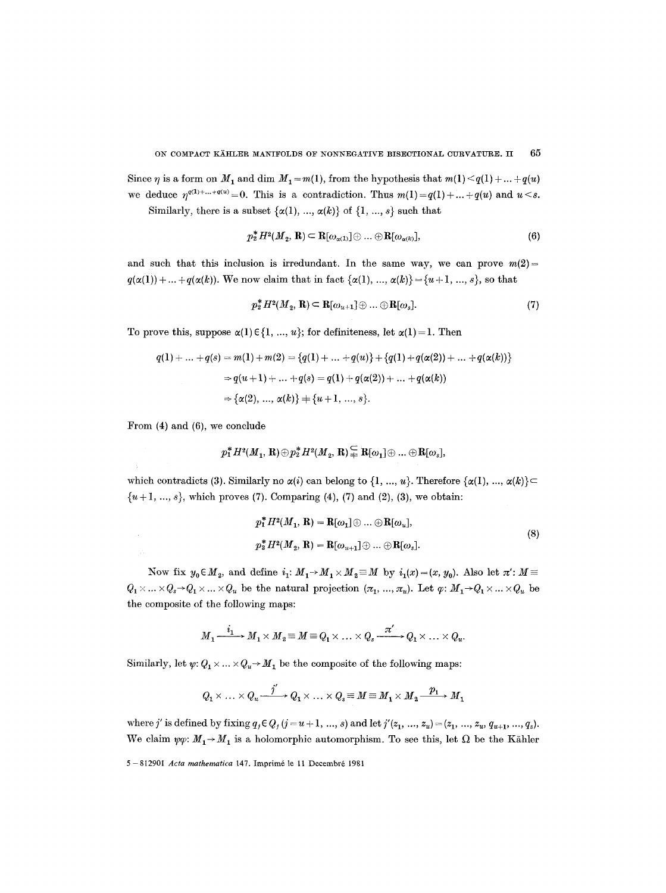Since $\eta$ is a form on $M_1$ and $\dim M_1 = m(1)$, from the hypothesis that $m(1) < q(1) + \ldots + q(u)$ we deduce $\eta^{q(1)+\ldots+q(u)} = 0$. This is a contradiction. Thus $m(1) = q(1) + \ldots + q(u)$ and $u < s$.

Similarly, there is a subset $\{\alpha(1), \ldots, \alpha(k)\}$ of $\{1, \ldots, s\}$ such that

$$p_2^* H^2(M_2, \mathbf{R}) \subset \mathbf{R}[\omega_{\alpha(1)}] \oplus \ldots \oplus \mathbf{R}[\omega_{\alpha(k)}], \tag{6}$$

and such that this inclusion is irredundant. In the same way, we can prove $m(2) = q(\alpha(1)) + \ldots + q(\alpha(k))$. We now claim that in fact $\{\alpha(1), \ldots, \alpha(k)\} = \{u+1, \ldots, s\}$, so that

$$p_2^* H^2(M_2, \mathbf{R}) \subset \mathbf{R}[\omega_{u+1}] \oplus \ldots \oplus \mathbf{R}[\omega_s]. \tag{7}$$

To prove this, suppose $\alpha(1) \in \{1, \ldots, u\}$; for definiteness, let $\alpha(1) = 1$. Then

$$\begin{aligned} q(1) + \ldots + q(s) &= m(1) + m(2) = \{q(1) + \ldots + q(u)\} + \{q(1) + q(\alpha(2)) + \ldots + q(\alpha(k))\} \\ &\Rightarrow q(u+1) + \ldots + q(s) = q(1) + q(\alpha(2)) + \ldots + q(\alpha(k)) \\ &\Rightarrow \{\alpha(2), \ldots, \alpha(k)\} \neq \{u+1, \ldots, s\}. \end{aligned}$$

From (4) and (6), we conclude

$$p_1^* H^2(M_1, \mathbf{R}) \oplus p_2^* H^2(M_2, \mathbf{R}) \subsetneq \mathbf{R}[\omega_1] \oplus \ldots \oplus \mathbf{R}[\omega_s],$$

which contradicts (3). Similarly no $\alpha(i)$ can belong to $\{1, \ldots, u\}$. Therefore $\{\alpha(1), \ldots, \alpha(k)\} \subset \{u+1, \ldots, s\}$, which proves (7). Comparing (4), (7) and (2), (3), we obtain:

$$\begin{aligned} p_1^* H^2(M_1, \mathbf{R}) &= \mathbf{R}[\omega_1] \oplus \ldots \oplus \mathbf{R}[\omega_u], \\ p_2^* H^2(M_2, \mathbf{R}) &= \mathbf{R}[\omega_{u+1}] \oplus \ldots \oplus \mathbf{R}[\omega_s]. \end{aligned} \tag{8}$$

Now fix $y_0 \in M_2$, and define $i_1: M_1 \to M_1 \times M_2 \equiv M$ by $i_1(x) = (x, y_0)$. Also let $\pi': M \equiv Q_1 \times \ldots \times Q_s \to Q_1 \times \ldots \times Q_u$ be the natural projection $(\pi_1, \ldots, \pi_u)$. Let $\varphi: M_1 \to Q_1 \times \ldots \times Q_u$ be the composite of the following maps:

$$M_1 \xrightarrow{i_1} M_1 \times M_2 \equiv M \equiv Q_1 \times \ldots \times Q_s \xrightarrow{\pi'} Q_1 \times \ldots \times Q_u.$$

Similarly, let $\psi: Q_1 \times \ldots \times Q_u \to M_1$ be the composite of the following maps:

$$Q_1 \times \ldots \times Q_u \xrightarrow{j'} Q_1 \times \ldots \times Q_s \equiv M \equiv M_1 \times M_2 \xrightarrow{p_1} M_1$$

where $j'$ is defined by fixing $q_j \in Q_j$ $(j = u+1, \ldots, s)$ and let $j'(z_1, \ldots, z_u) = (z_1, \ldots, z_u, q_{u+1}, \ldots, q_s)$. We claim $\psi\varphi: M_1 \to M_1$ is a holomorphic automorphism. To see this, let $\Omega$ be the Kähler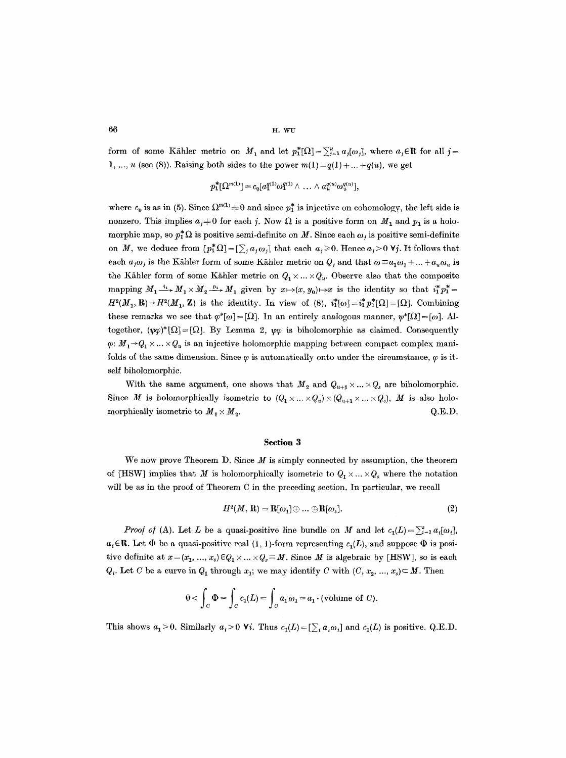form of some Kähler metric on $M_1$ and let $p_1^*[\Omega] = \sum_{j=1}^{u} a_j[\omega_j]$, where $a_j \in \mathbf{R}$ for all $j = 1, \ldots, u$ (see (8)). Raising both sides to the power $m(1) = q(1) + \ldots + q(u)$, we get

$$p_1^*[\Omega^{m(1)}] = c_0[a_1^{q(1)}\omega_1^{q(1)} \wedge \ldots \wedge a_u^{q(u)}\omega_u^{q(u)}],$$

where $c_0$ is as in (5). Since $\Omega^{m(1)} \neq 0$ and since $p_1^*$ is injective on cohomology, the left side is nonzero. This implies $a_j \neq 0$ for each $j$. Now $\Omega$ is a positive form on $M_1$ and $p_1$ is a holomorphic map, so $p_1^*\Omega$ is positive semi-definite on $M$. Since each $\omega_j$ is positive semi-definite on $M$, we deduce from $[p_1^*\Omega] = [\sum_j a_j\omega_j]$ that each $a_j \geq 0$. Hence $a_j > 0$ $\forall j$. It follows that each $a_j\omega_j$ is the Kähler form of some Kähler metric on $Q_j$ and that $\omega \equiv a_1\omega_1 + \ldots + a_u\omega_u$ is the Kähler form of some Kähler metric on $Q_1 \times \ldots \times Q_u$. Observe also that the composite mapping $M_1 \xrightarrow{i_1} M_1 \times M_2 \xrightarrow{p_1} M_1$ given by $x \mapsto (x, y_0) \mapsto x$ is the identity so that $i_1^* p_1^* = H^2(M_1, \mathbf{R}) \to H^2(M_1, \mathbf{Z})$ is the identity. In view of (8), $i_1^*[\omega] = i_1^* p_1^*[\Omega] = [\Omega]$. Combining these remarks we see that $\varphi^*[\omega] = [\Omega]$. In an entirely analogous manner, $\psi^*[\Omega] = [\omega]$. Altogether, $(\psi\varphi)^*[\Omega] = [\Omega]$. By Lemma 2, $\psi\varphi$ is biholomorphic as claimed. Consequently $\varphi: M_1 \to Q_1 \times \ldots \times Q_u$ is an injective holomorphic mapping between compact complex manifolds of the same dimension. Since $\varphi$ is automatically onto under the circumstance, $\varphi$ is itself biholomorphic.

With the same argument, one shows that $M_2$ and $Q_{u+1} \times \ldots \times Q_s$ are biholomorphic. Since $M$ is holomorphically isometric to $(Q_1 \times \ldots \times Q_u) \times (Q_{u+1} \times \ldots \times Q_s)$, $M$ is also holomorphically isometric to $M_1 \times M_2$. Q.E.D.

## Section 3

We now prove Theorem D. Since $M$ is simply connected by assumption, the theorem of [HSW] implies that $M$ is holomorphically isometric to $Q_1 \times \ldots \times Q_s$ where the notation will be as in the proof of Theorem C in the preceding section. In particular, we recall

$$H^2(M, \mathbf{R}) = \mathbf{R}[\omega_1] \oplus \ldots \oplus \mathbf{R}[\omega_s]. \tag{2}$$

*Proof of* (A). Let $L$ be a quasi-positive line bundle on $M$ and let $c_1(L) = \sum_{i=1}^{s} a_i[\omega_i]$, $a_i \in \mathbf{R}$. Let $\Phi$ be a quasi-positive real (1, 1)-form representing $c_1(L)$, and suppose $\Phi$ is positive definite at $x = (x_1, \ldots, x_s) \in Q_1 \times \ldots \times Q_s \equiv M$. Since $M$ is algebraic by [HSW], so is each $Q_i$. Let $C$ be a curve in $Q_1$ through $x_1$; we may identify $C$ with $(C, x_2, \ldots, x_s) \subset M$. Then

$$0 < \int_C \Phi = \int_C c_1(L) = \int_C a_1\omega_1 = a_1 \cdot (\text{volume of } C).$$

This shows $a_1 > 0$. Similarly $a_i > 0$ $\forall i$. Thus $c_1(L) = [\sum_i a_i\omega_i]$ and $c_1(L)$ is positive. Q.E.D.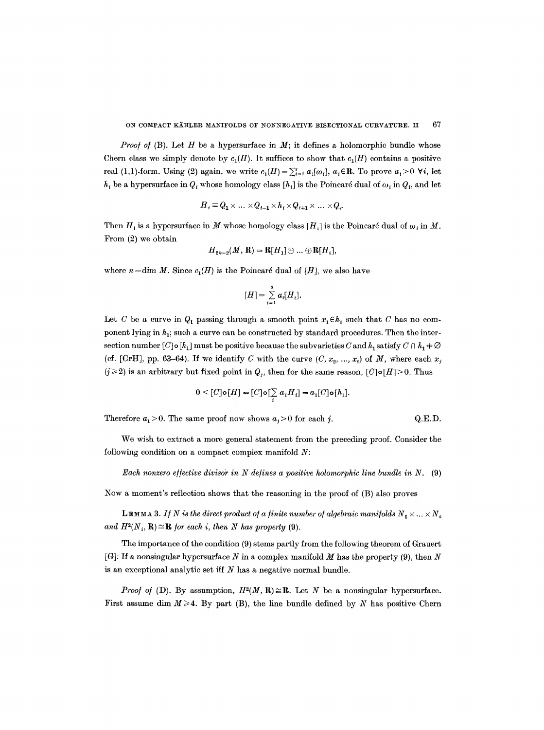*Proof of* (B). Let $H$ be a hypersurface in $M$; it defines a holomorphic bundle whose Chern class we simply denote by $c_1(H)$. It suffices to show that $c_1(H)$ contains a positive real (1,1)-form. Using (2) again, we write $c_1(H)=\sum_{i=1}^{s} a_i[\omega_i]$, $a_i \in \mathbf{R}$. To prove $a_i>0$ $\forall i$, let $h_i$ be a hypersurface in $Q_i$ whose homology class $[h_i]$ is the Poincaré dual of $\omega_i$ in $Q_i$, and let

$$H_i \equiv Q_1 \times \ldots \times Q_{i-1} \times h_i \times Q_{i+1} \times \ldots \times Q_s.$$

Then $H_i$ is a hypersurface in $M$ whose homology class $[H_i]$ is the Poincaré dual of $\omega_i$ in $M$. From (2) we obtain

$$H_{2n-2}(M, \mathbf{R}) = \mathbf{R}[H_1] \oplus \ldots \oplus \mathbf{R}[H_s],$$

where $n = \dim M$. Since $c_1(H)$ is the Poincaré dual of $[H]$, we also have

$$[H] = \sum_{i=1}^{s} a_i [H_i].$$

Let $C$ be a curve in $Q_1$ passing through a smooth point $x_1 \in h_1$ such that $C$ has no component lying in $h_1$; such a curve can be constructed by standard procedures. Then the intersection number $[C] \circ [h_1]$ must be positive because the subvarieties $C$ and $h_1$ satisfy $C \cap h_1 \neq \emptyset$ (cf. [GrH], pp. 63–64). If we identify $C$ with the curve $(C, x_2, \ldots, x_s)$ of $M$, where each $x_j$ $(j \geq 2)$ is an arbitrary but fixed point in $Q_j$, then for the same reason, $[C] \circ [H] > 0$. Thus

$$0 < [C] \circ [H] = [C] \circ [\sum_i a_i H_i] = a_1 [C] \circ [h_1].$$

Therefore $a_1 > 0$. The same proof now shows $a_j > 0$ for each $j$. Q.E.D.

We wish to extract a more general statement from the preceding proof. Consider the following condition on a compact complex manifold $N$:

*Each nonzero effective divisor in $N$ defines a positive holomorphic line bundle in $N$.* (9)

Now a moment's reflection shows that the reasoning in the proof of (B) also proves

LEMMA 3. *If $N$ is the direct product of a finite number of algebraic manifolds $N_1 \times \ldots \times N_s$ and $H^2(N_i, \mathbf{R}) \cong \mathbf{R}$ for each $i$, then $N$ has property* (9).

The importance of the condition (9) stems partly from the following theorem of Grauert [G]: If a nonsingular hypersurface $N$ in a complex manifold $M$ has the property (9), then $N$ is an exceptional analytic set iff $N$ has a negative normal bundle.

*Proof of* (D). By assumption, $H^2(M, \mathbf{R}) \cong \mathbf{R}$. Let $N$ be a nonsingular hypersurface. First assume $\dim M \geq 4$. By part (B), the line bundle defined by $N$ has positive Chern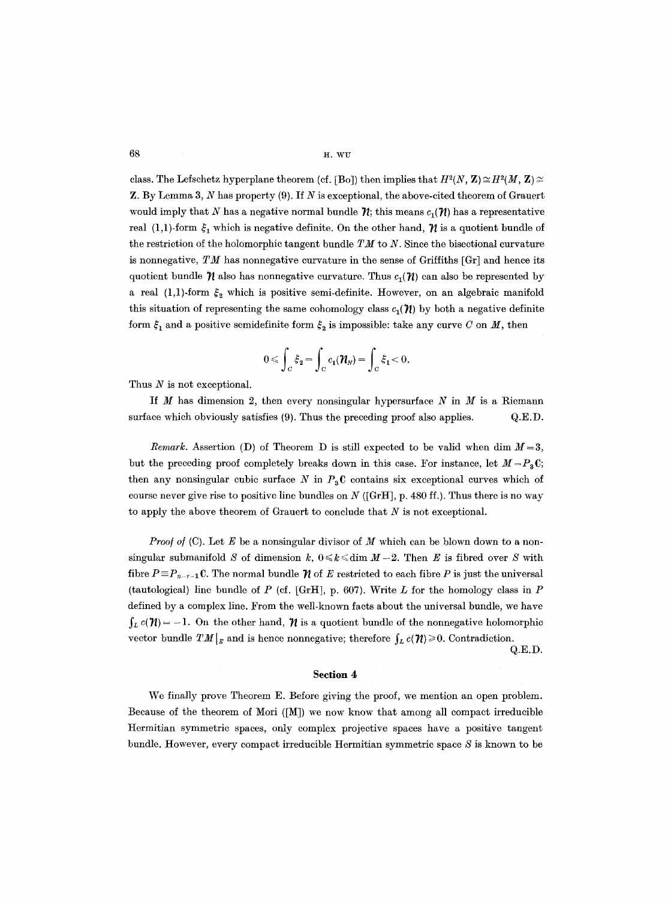class. The Lefschetz hyperplane theorem (cf. [Bo]) then implies that $H^2(N, \mathbf{Z}) \simeq H^2(M, \mathbf{Z}) \simeq \mathbf{Z}$. By Lemma 3, $N$ has property (9). If $N$ is exceptional, the above-cited theorem of Grauert would imply that $N$ has a negative normal bundle $\mathcal{N}$; this means $c_1(\mathcal{N})$ has a representative real (1,1)-form $\xi_1$ which is negative definite. On the other hand, $\mathcal{N}$ is a quotient bundle of the restriction of the holomorphic tangent bundle $TM$ to $N$. Since the bisectional curvature is nonnegative, $TM$ has nonnegative curvature in the sense of Griffiths [Gr] and hence its quotient bundle $\mathcal{N}$ also has nonnegative curvature. Thus $c_1(\mathcal{N})$ can also be represented by a real (1,1)-form $\xi_2$ which is positive semi-definite. However, on an algebraic manifold this situation of representing the same cohomology class $c_1(\mathcal{N})$ by both a negative definite form $\xi_1$ and a positive semidefinite form $\xi_2$ is impossible: take any curve $C$ on $M$, then

$$0 \leqslant \int_C \xi_2 = \int_C c_1(\mathcal{N}_N) = \int_C \xi_1 < 0.$$

Thus $N$ is not exceptional.

If $M$ has dimension 2, then every nonsingular hypersurface $N$ in $M$ is a Riemann surface which obviously satisfies (9). Thus the preceding proof also applies. Q.E.D.

*Remark.* Assertion (D) of Theorem D is still expected to be valid when $\dim M = 3$, but the preceding proof completely breaks down in this case. For instance, let $M = P_3\mathbf{C}$; then any nonsingular cubic surface $N$ in $P_3\mathbf{C}$ contains six exceptional curves which of course never give rise to positive line bundles on $N$ ([GrH], p. 480 ff.). Thus there is no way to apply the above theorem of Grauert to conclude that $N$ is not exceptional.

*Proof of* (C). Let $E$ be a nonsingular divisor of $M$ which can be blown down to a nonsingular submanifold $S$ of dimension $k$, $0 \leqslant k \leqslant \dim M - 2$. Then $E$ is fibred over $S$ with fibre $P \equiv P_{n-r-1}\mathbf{C}$. The normal bundle $\mathcal{N}$ of $E$ restricted to each fibre $P$ is just the universal (tautological) line bundle of $P$ (cf. [GrH], p. 607). Write $L$ for the homology class in $P$ defined by a complex line. From the well-known facts about the universal bundle, we have $\int_L c(\mathcal{N}) = -1$. On the other hand, $\mathcal{N}$ is a quotient bundle of the nonnegative holomorphic vector bundle $TM|_E$ and is hence nonnegative; therefore $\int_L c(\mathcal{N}) \geqslant 0$. Contradiction. Q.E.D.

## Section 4

We finally prove Theorem E. Before giving the proof, we mention an open problem. Because of the theorem of Mori ([M]) we now know that among all compact irreducible Hermitian symmetric spaces, only complex projective spaces have a positive tangent bundle. However, every compact irreducible Hermitian symmetric space $S$ is known to be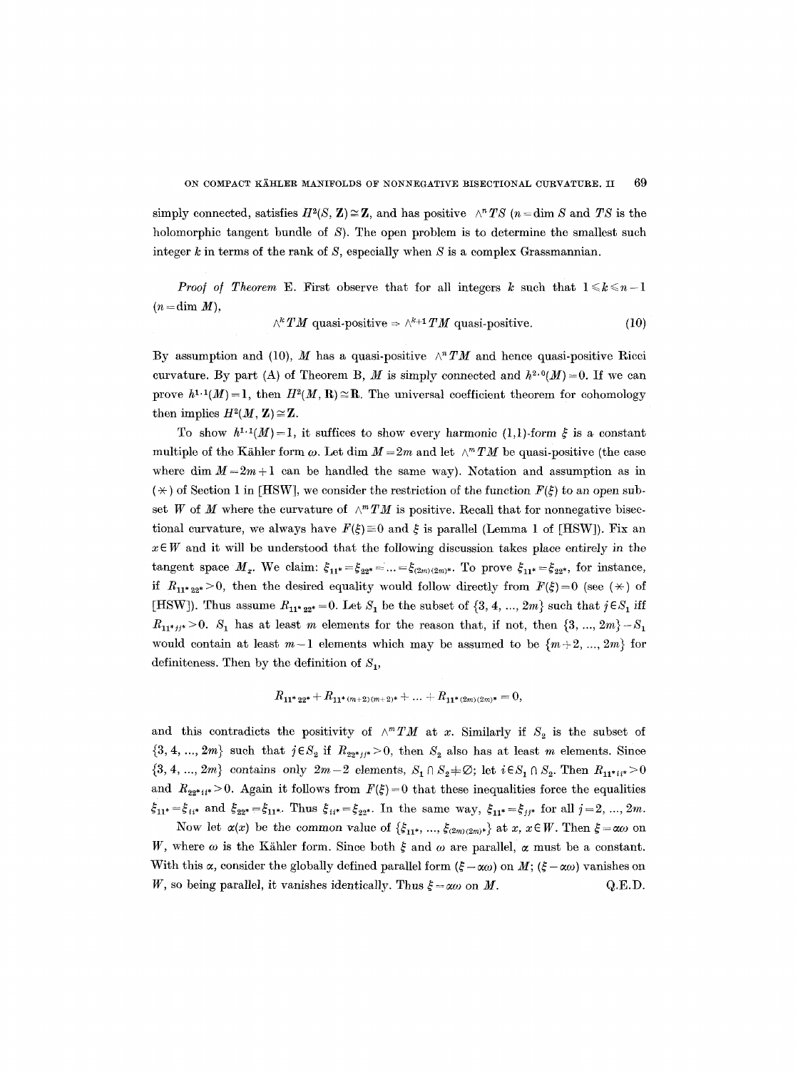simply connected, satisfies $H^2(S, \mathbf{Z}) \cong \mathbf{Z}$, and has positive $\wedge^n TS$ ($n = \dim S$ and $TS$ is the holomorphic tangent bundle of $S$). The open problem is to determine the smallest such integer $k$ in terms of the rank of $S$, especially when $S$ is a complex Grassmannian.

*Proof of Theorem* E. First observe that for all integers $k$ such that $1 \leqslant k \leqslant n-1$ ($n = \dim M$),

$$\wedge^k TM \text{ quasi-positive} \Rightarrow \wedge^{k+1} TM \text{ quasi-positive.} \tag{10}$$

By assumption and (10), $M$ has a quasi-positive $\wedge^n TM$ and hence quasi-positive Ricci curvature. By part (A) of Theorem B, $M$ is simply connected and $h^{2,0}(M) = 0$. If we can prove $h^{1,1}(M) = 1$, then $H^2(M, \mathbf{R}) \cong \mathbf{R}$. The universal coefficient theorem for cohomology then implies $H^2(M, \mathbf{Z}) \cong \mathbf{Z}$.

To show $h^{1,1}(M) = 1$, it suffices to show every harmonic (1,1)-form $\xi$ is a constant multiple of the Kähler form $\omega$. Let $\dim M = 2m$ and let $\wedge^m TM$ be quasi-positive (the case where $\dim M = 2m+1$ can be handled the same way). Notation and assumption as in ($*$) of Section 1 in [HSW], we consider the restriction of the function $F(\xi)$ to an open subset $W$ of $M$ where the curvature of $\wedge^m TM$ is positive. Recall that for nonnegative bisectional curvature, we always have $F(\xi) \equiv 0$ and $\xi$ is parallel (Lemma 1 of [HSW]). Fix an $x \in W$ and it will be understood that the following discussion takes place entirely in the tangent space $M_x$. We claim: $\xi_{11^*} = \xi_{22^*} = \ldots = \xi_{(2m)(2m)^*}$. To prove $\xi_{11^*} = \xi_{22^*}$, for instance, if $R_{11^*22^*} > 0$, then the desired equality would follow directly from $F(\xi) = 0$ (see ($*$) of [HSW]). Thus assume $R_{11^*22^*} = 0$. Let $S_1$ be the subset of $\{3, 4, \ldots, 2m\}$ such that $j \in S_1$ iff $R_{11^*jj^*} > 0$. $S_1$ has at least $m$ elements for the reason that, if not, then $\{3, \ldots, 2m\} - S_1$ would contain at least $m-1$ elements which may be assumed to be $\{m+2, \ldots, 2m\}$ for definiteness. Then by the definition of $S_1$,

$$R_{11^*22^*} + R_{11^*(m+2)(m+2)^*} + \ldots + R_{11^*(2m)(2m)^*} = 0,$$

and this contradicts the positivity of $\wedge^m TM$ at $x$. Similarly if $S_2$ is the subset of $\{3, 4, \ldots, 2m\}$ such that $j \in S_2$ if $R_{22^*jj^*} > 0$, then $S_2$ also has at least $m$ elements. Since $\{3, 4, \ldots, 2m\}$ contains only $2m-2$ elements, $S_1 \cap S_2 \neq \emptyset$; let $i \in S_1 \cap S_2$. Then $R_{11^*ii^*} > 0$ and $R_{22^*ii^*} > 0$. Again it follows from $F(\xi) = 0$ that these inequalities force the equalities $\xi_{11^*} = \xi_{ii^*}$ and $\xi_{22^*} = \xi_{11^*}$. Thus $\xi_{ii^*} = \xi_{22^*}$. In the same way, $\xi_{11^*} = \xi_{jj^*}$ for all $j = 2, \ldots, 2m$.

Now let $\alpha(x)$ be the common value of $\{\xi_{11^*}, \ldots, \xi_{(2m)(2m)^*}\}$ at $x$, $x \in W$. Then $\xi = \alpha\omega$ on $W$, where $\omega$ is the Kähler form. Since both $\xi$ and $\omega$ are parallel, $\alpha$ must be a constant. With this $\alpha$, consider the globally defined parallel form $(\xi - \alpha\omega)$ on $M$; $(\xi - \alpha\omega)$ vanishes on $W$, so being parallel, it vanishes identically. Thus $\xi = \alpha\omega$ on $M$. Q.E.D.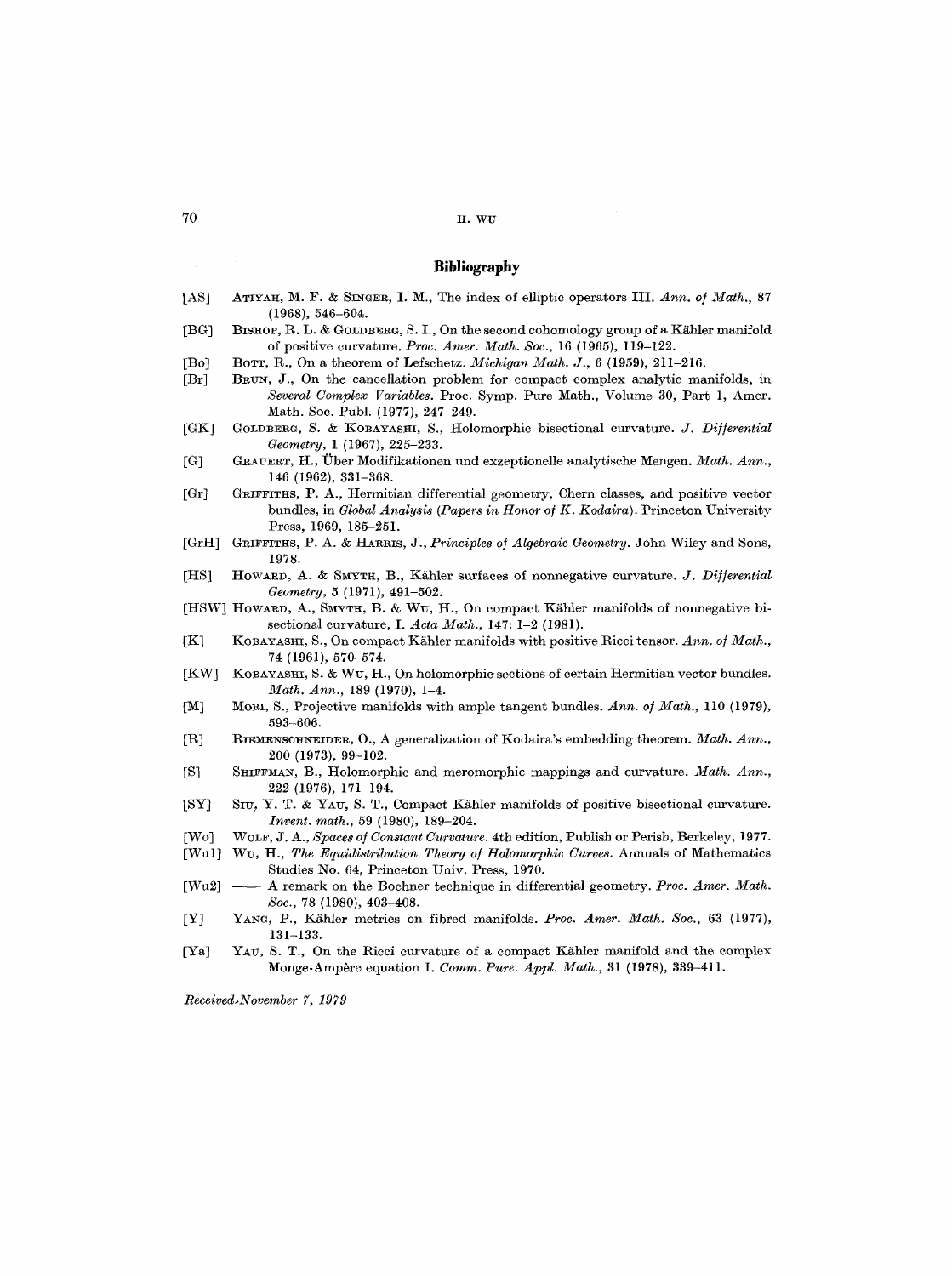## Bibliography

[AS] Atiyah, M. F. & Singer, I. M., The index of elliptic operators III. *Ann. of Math.*, 87 (1968), 546–604.

[BG] Bishop, R. L. & Goldberg, S. I., On the second cohomology group of a Kähler manifold of positive curvature. *Proc. Amer. Math. Soc.*, 16 (1965), 119–122.

[Bo] Bott, R., On a theorem of Lefschetz. *Michigan Math. J.*, 6 (1959), 211–216.

[Br] Brun, J., On the cancellation problem for compact complex analytic manifolds, in *Several Complex Variables*. Proc. Symp. Pure Math., Volume 30, Part 1, Amer. Math. Soc. Publ. (1977), 247–249.

[GK] Goldberg, S. & Kobayashi, S., Holomorphic bisectional curvature. *J. Differential Geometry*, 1 (1967), 225–233.

[G] Grauert, H., Über Modifikationen und exzeptionelle analytische Mengen. *Math. Ann.*, 146 (1962), 331–368.

[Gr] Griffiths, P. A., Hermitian differential geometry, Chern classes, and positive vector bundles, in *Global Analysis (Papers in Honor of K. Kodaira)*. Princeton University Press, 1969, 185–251.

[GrH] Griffiths, P. A. & Harris, J., *Principles of Algebraic Geometry*. John Wiley and Sons, 1978.

[HS] Howard, A. & Smyth, B., Kähler surfaces of nonnegative curvature. *J. Differential Geometry*, 5 (1971), 491–502.

[HSW] Howard, A., Smyth, B. & Wu, H., On compact Kähler manifolds of nonnegative bisectional curvature, I. *Acta Math.*, 147: 1–2 (1981).

[K] Kobayashi, S., On compact Kähler manifolds with positive Ricci tensor. *Ann. of Math.*, 74 (1961), 570–574.

[KW] Kobayashi, S. & Wu, H., On holomorphic sections of certain Hermitian vector bundles. *Math. Ann.*, 189 (1970), 1–4.

[M] Mori, S., Projective manifolds with ample tangent bundles. *Ann. of Math.*, 110 (1979), 593–606.

[R] Riemenschneider, O., A generalization of Kodaira's embedding theorem. *Math. Ann.*, 200 (1973), 99–102.

[S] Shiffman, B., Holomorphic and meromorphic mappings and curvature. *Math. Ann.*, 222 (1976), 171–194.

[SY] Siu, Y. T. & Yau, S. T., Compact Kähler manifolds of positive bisectional curvature. *Invent. math.*, 59 (1980), 189–204.

[Wo] Wolf, J. A., *Spaces of Constant Curvature*. 4th edition, Publish or Perish, Berkeley, 1977.

[Wu1] Wu, H., *The Equidistribution Theory of Holomorphic Curves*. Annuals of Mathematics Studies No. 64, Princeton Univ. Press, 1970.

[Wu2] —— A remark on the Bochner technique in differential geometry. *Proc. Amer. Math. Soc.*, 78 (1980), 403–408.

[Y] Yang, P., Kähler metrics on fibred manifolds. *Proc. Amer. Math. Soc.*, 63 (1977), 131–133.

[Ya] Yau, S. T., On the Ricci curvature of a compact Kähler manifold and the complex Monge-Ampère equation I. *Comm. Pure. Appl. Math.*, 31 (1978), 339–411.

*Received November 7, 1979*